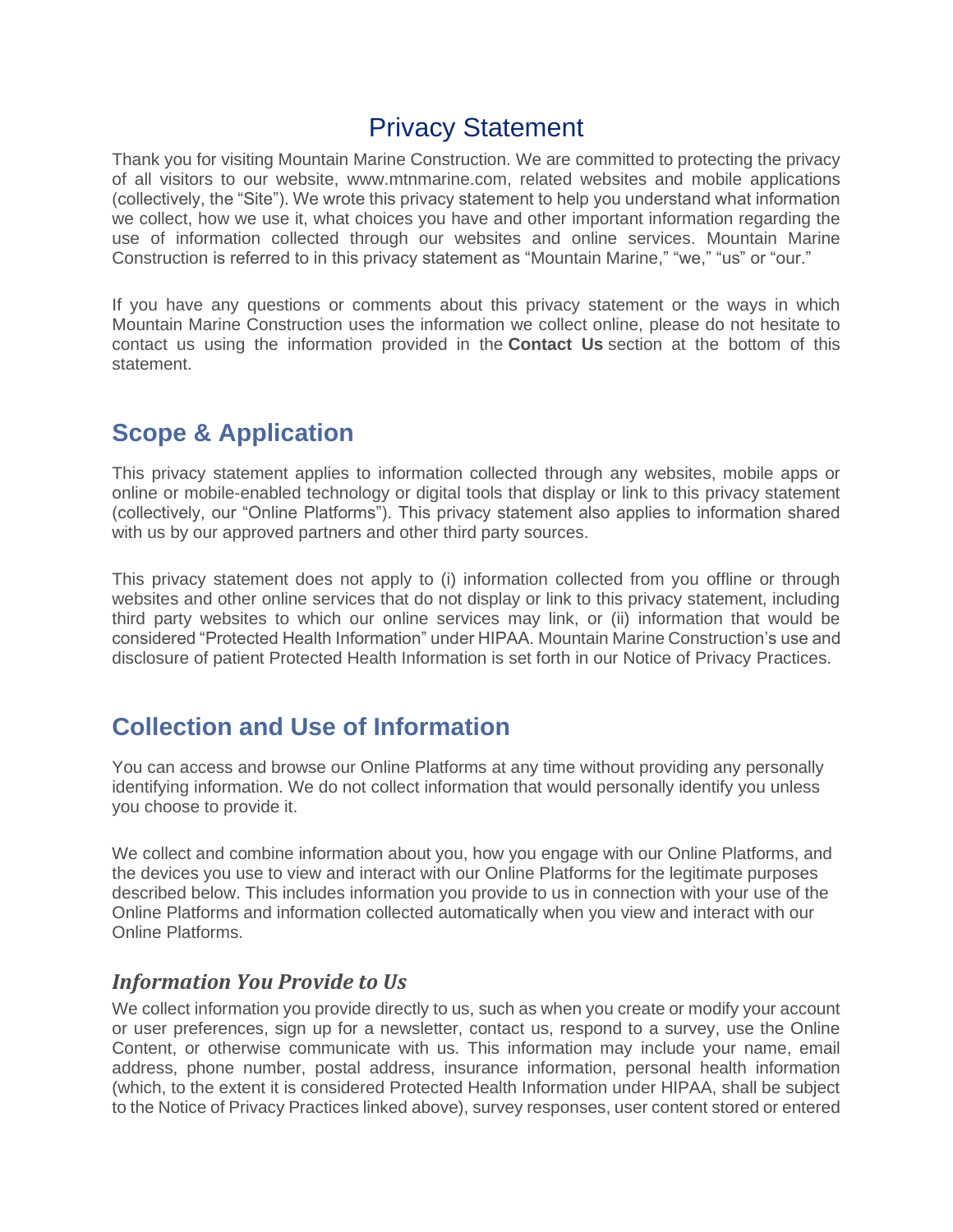# Privacy Statement

Thank you for visiting Mountain Marine Construction. We are committed to protecting the privacy of all visitors to our website, www.mtnmarine.com, related websites and mobile applications (collectively, the "Site"). We wrote this privacy statement to help you understand what information we collect, how we use it, what choices you have and other important information regarding the use of information collected through our websites and online services. Mountain Marine Construction is referred to in this privacy statement as "Mountain Marine," "we," "us" or "our."

If you have any questions or comments about this privacy statement or the ways in which Mountain Marine Construction uses the information we collect online, please do not hesitate to contact us using the information provided in the **Contact Us** section at the bottom of this statement.

## Scope & Application

This privacy statement applies to information collected through any websites, mobile apps or online or mobile-enabled technology or digital tools that display or link to this privacy statement (collectively, our "Online Platforms"). This privacy statement also applies to information shared with us by our approved partners and other third party sources.

This privacy statement does not apply to (i) information collected from you offline or through websites and other online services that do not display or link to this privacy statement, including third party websites to which our online services may link, or (ii) information that would be considered "Protected Health Information" under HIPAA. Mountain Marine Construction's use and disclosure of patient Protected Health Information is set forth in our Notice of Privacy Practices.

## Collection and Use of Information

You can access and browse our Online Platforms at any time without providing any personally identifying information. We do not collect information that would personally identify you unless you choose to provide it.

We collect and combine information about you, how you engage with our Online Platforms, and the devices you use to view and interact with our Online Platforms for the legitimate purposes described below. This includes information you provide to us in connection with your use of the Online Platforms and information collected automatically when you view and interact with our Online Platforms.

### *Information You Provide to Us*

We collect information you provide directly to us, such as when you create or modify your account or user preferences, sign up for a newsletter, contact us, respond to a survey, use the Online Content, or otherwise communicate with us. This information may include your name, email address, phone number, postal address, insurance information, personal health information (which, to the extent it is considered Protected Health Information under HIPAA, shall be subject to the Notice of Privacy Practices linked above), survey responses, user content stored or entered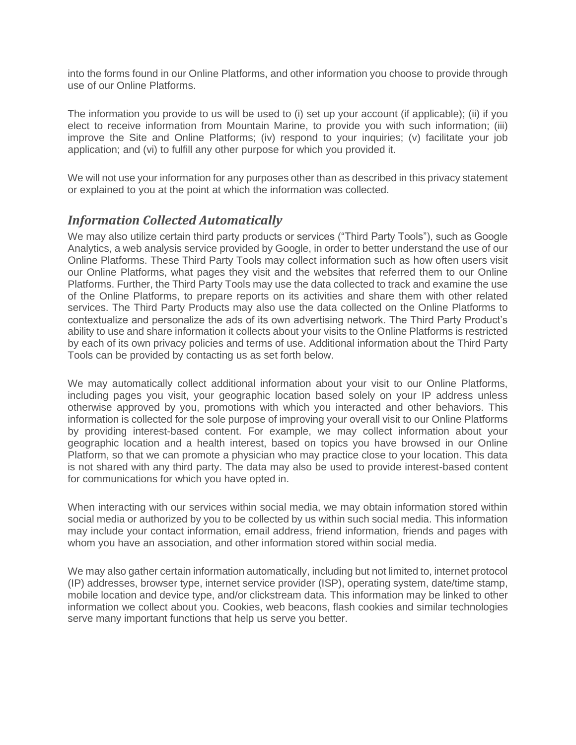into the forms found in our Online Platforms, and other information you choose to provide through use of our Online Platforms.

The information you provide to us will be used to (i) set up your account (if applicable); (ii) if you elect to receive information from Mountain Marine, to provide you with such information; (iii) improve the Site and Online Platforms; (iv) respond to your inquiries; (v) facilitate your job application; and (vi) to fulfill any other purpose for which you provided it.

We will not use your information for any purposes other than as described in this privacy statement or explained to you at the point at which the information was collected.

## *Information Collected Automatically*

We may also utilize certain third party products or services ("Third Party Tools"), such as Google Analytics, a web analysis service provided by Google, in order to better understand the use of our Online Platforms. These Third Party Tools may collect information such as how often users visit our Online Platforms, what pages they visit and the websites that referred them to our Online Platforms. Further, the Third Party Tools may use the data collected to track and examine the use of the Online Platforms, to prepare reports on its activities and share them with other related services. The Third Party Products may also use the data collected on the Online Platforms to contextualize and personalize the ads of its own advertising network. The Third Party Product's ability to use and share information it collects about your visits to the Online Platforms is restricted by each of its own privacy policies and terms of use. Additional information about the Third Party Tools can be provided by contacting us as set forth below.

We may automatically collect additional information about your visit to our Online Platforms, including pages you visit, your geographic location based solely on your IP address unless otherwise approved by you, promotions with which you interacted and other behaviors. This information is collected for the sole purpose of improving your overall visit to our Online Platforms by providing interest-based content. For example, we may collect information about your geographic location and a health interest, based on topics you have browsed in our Online Platform, so that we can promote a physician who may practice close to your location. This data is not shared with any third party. The data may also be used to provide interest-based content for communications for which you have opted in.

When interacting with our services within social media, we may obtain information stored within social media or authorized by you to be collected by us within such social media. This information may include your contact information, email address, friend information, friends and pages with whom you have an association, and other information stored within social media.

We may also gather certain information automatically, including but not limited to, internet protocol (IP) addresses, browser type, internet service provider (ISP), operating system, date/time stamp, mobile location and device type, and/or clickstream data. This information may be linked to other information we collect about you. Cookies, web beacons, flash cookies and similar technologies serve many important functions that help us serve you better.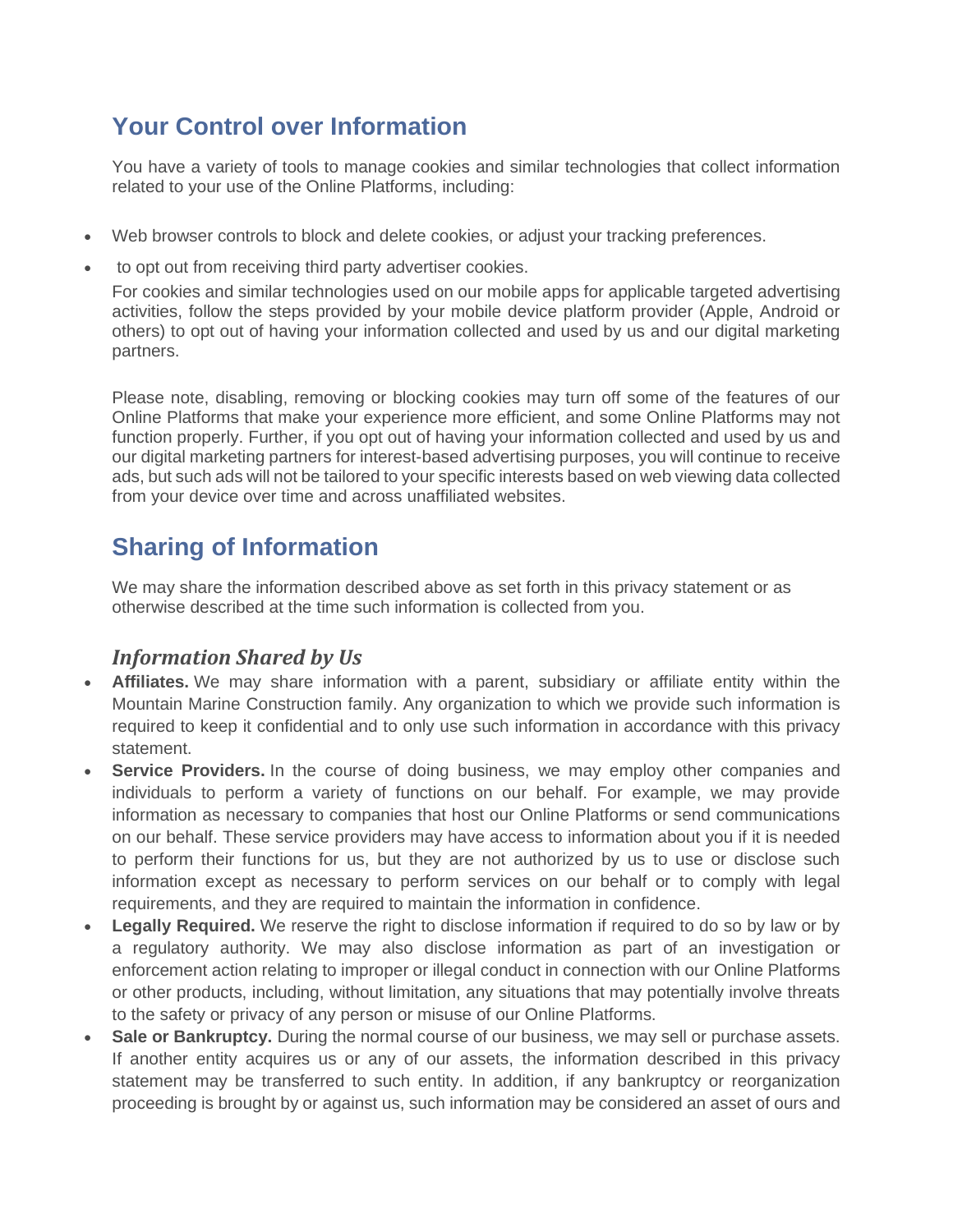## Your Control over Information

You have a variety of tools to manage cookies and similar technologies that collect information related to your use of the Online Platforms, including:

- Web browser controls to block and delete cookies, or adjust your tracking preferences.
- to opt out from receiving third party advertiser cookies.

  For cookies and similar technologies used on our mobile apps for applicable targeted advertising activities, follow the steps provided by your mobile device platform provider (Apple, Android or others) to opt out of having your information collected and used by us and our digital marketing partners.

  Please note, disabling, removing or blocking cookies may turn off some of the features of our Online Platforms that make your experience more efficient, and some Online Platforms may not function properly. Further, if you opt out of having your information collected and used by us and our digital marketing partners for interest-based advertising purposes, you will continue to receive ads, but such ads will not be tailored to your specific interests based on web viewing data collected from your device over time and across unaffiliated websites.

## Sharing of Information

We may share the information described above as set forth in this privacy statement or as otherwise described at the time such information is collected from you.

### *Information Shared by Us*

- **Affiliates.** We may share information with a parent, subsidiary or affiliate entity within the Mountain Marine Construction family. Any organization to which we provide such information is required to keep it confidential and to only use such information in accordance with this privacy statement.
- **Service Providers.** In the course of doing business, we may employ other companies and individuals to perform a variety of functions on our behalf. For example, we may provide information as necessary to companies that host our Online Platforms or send communications on our behalf. These service providers may have access to information about you if it is needed to perform their functions for us, but they are not authorized by us to use or disclose such information except as necessary to perform services on our behalf or to comply with legal requirements, and they are required to maintain the information in confidence.
- **Legally Required.** We reserve the right to disclose information if required to do so by law or by a regulatory authority. We may also disclose information as part of an investigation or enforcement action relating to improper or illegal conduct in connection with our Online Platforms or other products, including, without limitation, any situations that may potentially involve threats to the safety or privacy of any person or misuse of our Online Platforms.
- **Sale or Bankruptcy.** During the normal course of our business, we may sell or purchase assets. If another entity acquires us or any of our assets, the information described in this privacy statement may be transferred to such entity. In addition, if any bankruptcy or reorganization proceeding is brought by or against us, such information may be considered an asset of ours and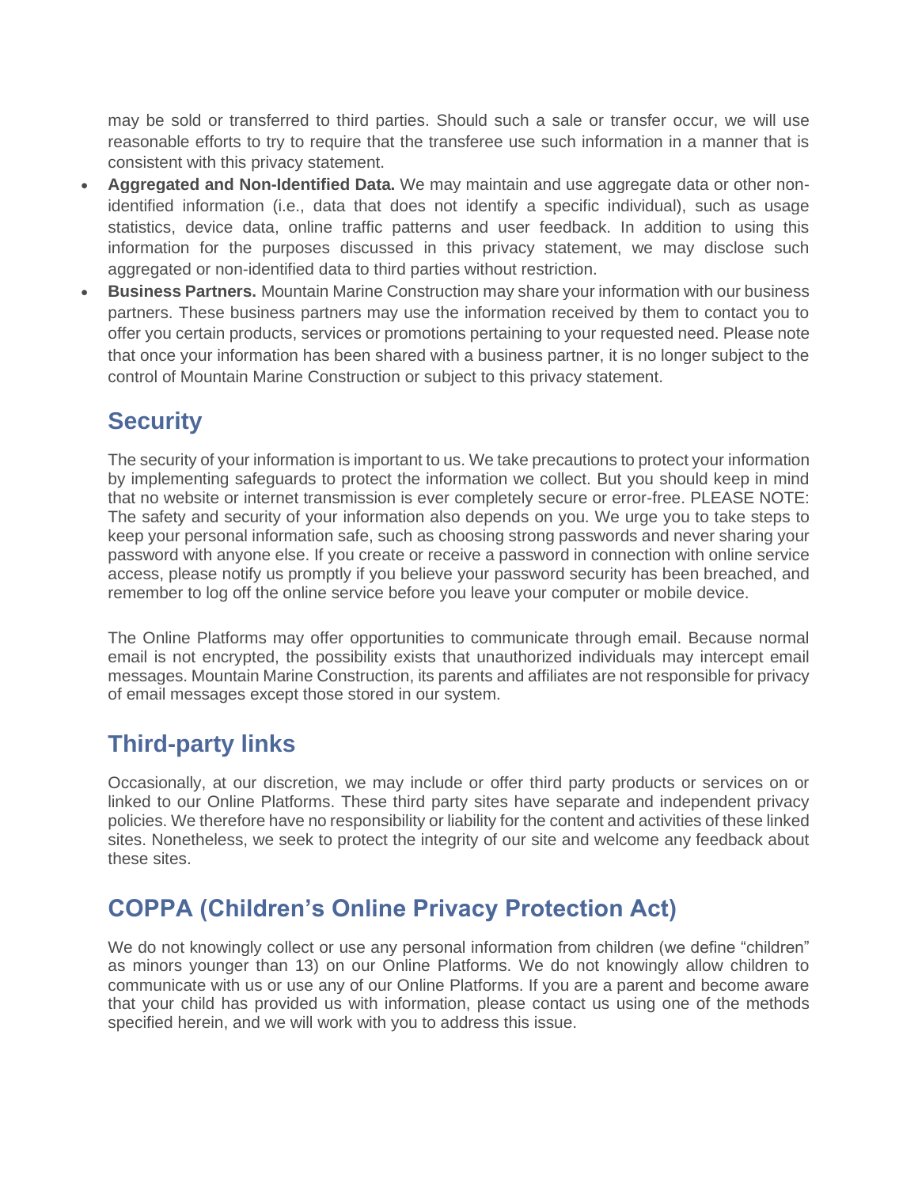may be sold or transferred to third parties. Should such a sale or transfer occur, we will use reasonable efforts to try to require that the transferee use such information in a manner that is consistent with this privacy statement.

- **Aggregated and Non-Identified Data.** We may maintain and use aggregate data or other non-identified information (i.e., data that does not identify a specific individual), such as usage statistics, device data, online traffic patterns and user feedback. In addition to using this information for the purposes discussed in this privacy statement, we may disclose such aggregated or non-identified data to third parties without restriction.
- **Business Partners.** Mountain Marine Construction may share your information with our business partners. These business partners may use the information received by them to contact you to offer you certain products, services or promotions pertaining to your requested need. Please note that once your information has been shared with a business partner, it is no longer subject to the control of Mountain Marine Construction or subject to this privacy statement.

## Security

The security of your information is important to us. We take precautions to protect your information by implementing safeguards to protect the information we collect. But you should keep in mind that no website or internet transmission is ever completely secure or error-free. PLEASE NOTE: The safety and security of your information also depends on you. We urge you to take steps to keep your personal information safe, such as choosing strong passwords and never sharing your password with anyone else. If you create or receive a password in connection with online service access, please notify us promptly if you believe your password security has been breached, and remember to log off the online service before you leave your computer or mobile device.

The Online Platforms may offer opportunities to communicate through email. Because normal email is not encrypted, the possibility exists that unauthorized individuals may intercept email messages. Mountain Marine Construction, its parents and affiliates are not responsible for privacy of email messages except those stored in our system.

## Third-party links

Occasionally, at our discretion, we may include or offer third party products or services on or linked to our Online Platforms. These third party sites have separate and independent privacy policies. We therefore have no responsibility or liability for the content and activities of these linked sites. Nonetheless, we seek to protect the integrity of our site and welcome any feedback about these sites.

## COPPA (Children's Online Privacy Protection Act)

We do not knowingly collect or use any personal information from children (we define "children" as minors younger than 13) on our Online Platforms. We do not knowingly allow children to communicate with us or use any of our Online Platforms. If you are a parent and become aware that your child has provided us with information, please contact us using one of the methods specified herein, and we will work with you to address this issue.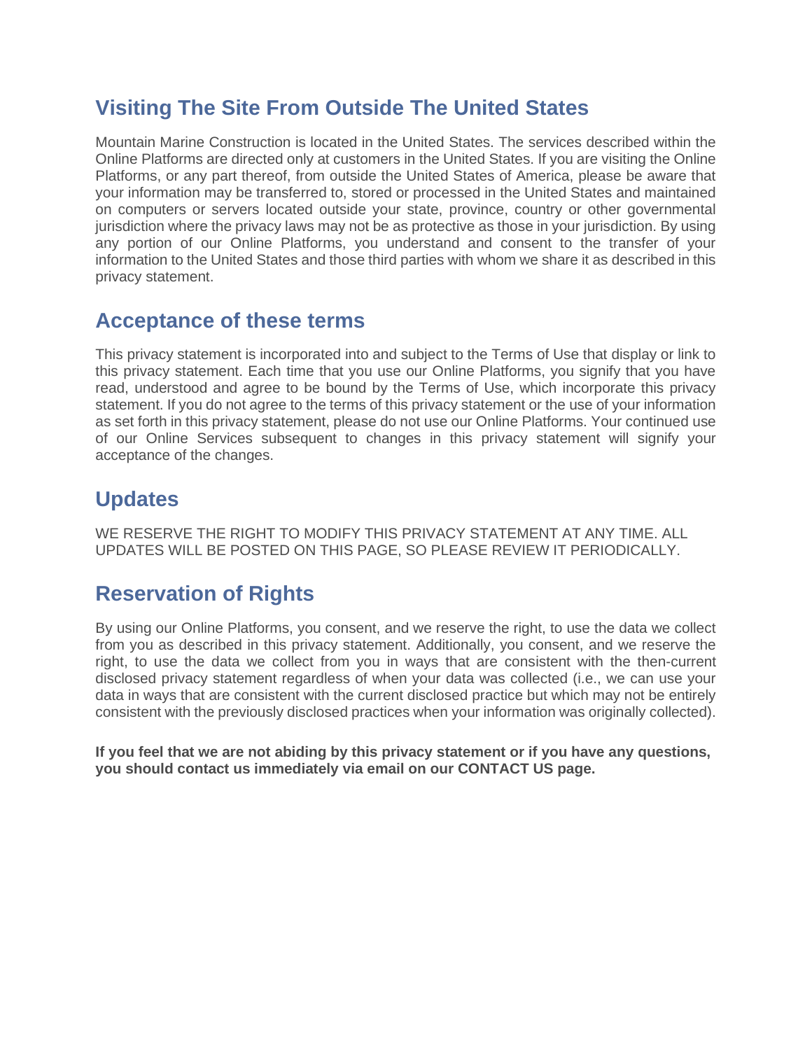## Visiting The Site From Outside The United States

Mountain Marine Construction is located in the United States. The services described within the Online Platforms are directed only at customers in the United States. If you are visiting the Online Platforms, or any part thereof, from outside the United States of America, please be aware that your information may be transferred to, stored or processed in the United States and maintained on computers or servers located outside your state, province, country or other governmental jurisdiction where the privacy laws may not be as protective as those in your jurisdiction. By using any portion of our Online Platforms, you understand and consent to the transfer of your information to the United States and those third parties with whom we share it as described in this privacy statement.

## Acceptance of these terms

This privacy statement is incorporated into and subject to the Terms of Use that display or link to this privacy statement. Each time that you use our Online Platforms, you signify that you have read, understood and agree to be bound by the Terms of Use, which incorporate this privacy statement. If you do not agree to the terms of this privacy statement or the use of your information as set forth in this privacy statement, please do not use our Online Platforms. Your continued use of our Online Services subsequent to changes in this privacy statement will signify your acceptance of the changes.

## Updates

WE RESERVE THE RIGHT TO MODIFY THIS PRIVACY STATEMENT AT ANY TIME. ALL UPDATES WILL BE POSTED ON THIS PAGE, SO PLEASE REVIEW IT PERIODICALLY.

## Reservation of Rights

By using our Online Platforms, you consent, and we reserve the right, to use the data we collect from you as described in this privacy statement. Additionally, you consent, and we reserve the right, to use the data we collect from you in ways that are consistent with the then-current disclosed privacy statement regardless of when your data was collected (i.e., we can use your data in ways that are consistent with the current disclosed practice but which may not be entirely consistent with the previously disclosed practices when your information was originally collected).

**If you feel that we are not abiding by this privacy statement or if you have any questions, you should contact us immediately via email on our CONTACT US page.**